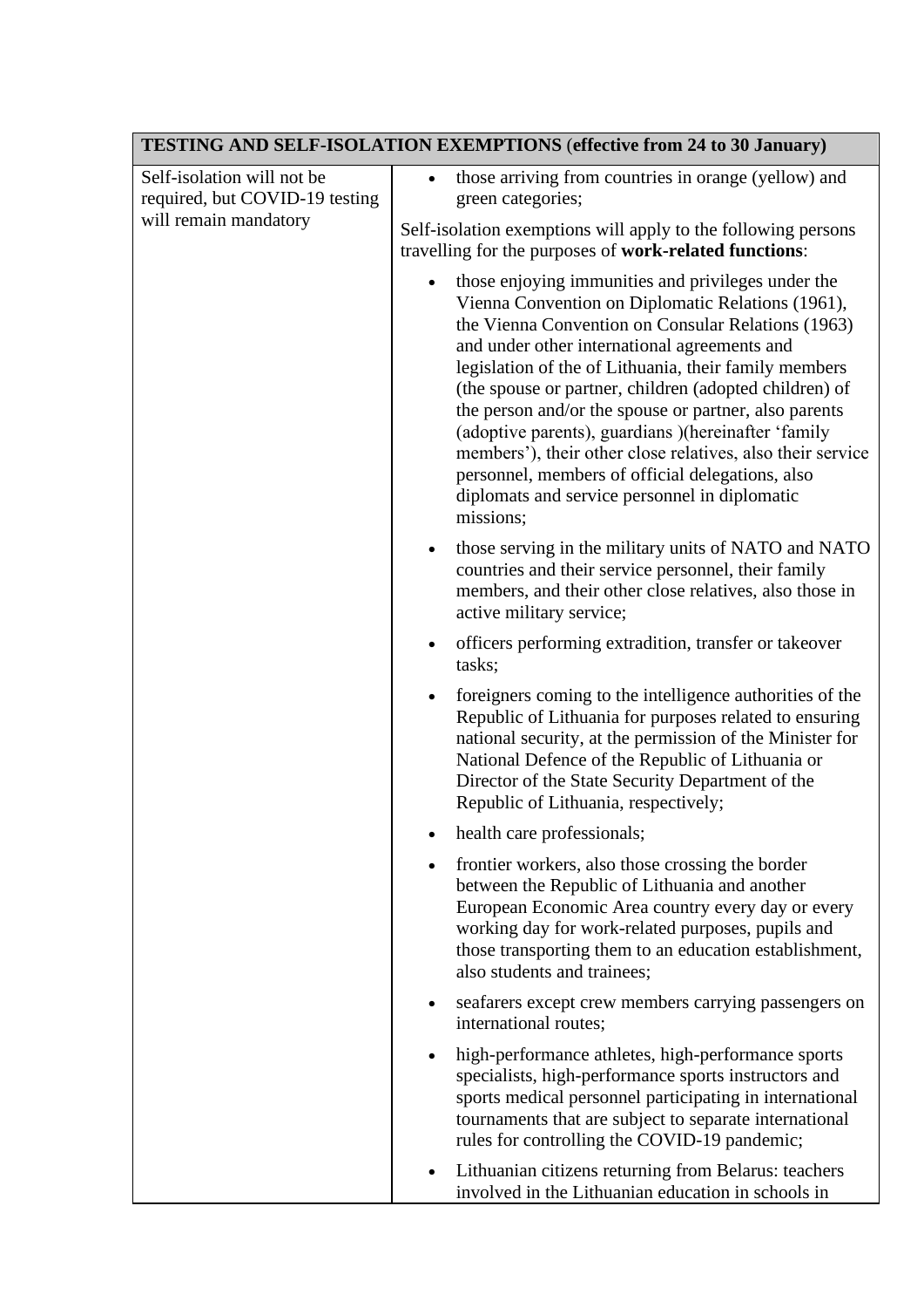| TESTING AND SELF-ISOLATION EXEMPTIONS (**effective from 24 to 30 January**) | |
| --- | --- |
| Self-isolation will not be required, but COVID-19 testing will remain mandatory | • those arriving from countries in orange (yellow) and green categories;<br><br>Self-isolation exemptions will apply to the following persons travelling for the purposes of **work-related functions**:<br><br>• those enjoying immunities and privileges under the Vienna Convention on Diplomatic Relations (1961), the Vienna Convention on Consular Relations (1963) and under other international agreements and legislation of the of Lithuania, their family members (the spouse or partner, children (adopted children) of the person and/or the spouse or partner, also parents (adoptive parents), guardians )(hereinafter 'family members'), their other close relatives, also their service personnel, members of official delegations, also diplomats and service personnel in diplomatic missions;<br><br>• those serving in the military units of NATO and NATO countries and their service personnel, their family members, and their other close relatives, also those in active military service;<br><br>• officers performing extradition, transfer or takeover tasks;<br><br>• foreigners coming to the intelligence authorities of the Republic of Lithuania for purposes related to ensuring national security, at the permission of the Minister for National Defence of the Republic of Lithuania or Director of the State Security Department of the Republic of Lithuania, respectively;<br><br>• health care professionals;<br><br>• frontier workers, also those crossing the border between the Republic of Lithuania and another European Economic Area country every day or every working day for work-related purposes, pupils and those transporting them to an education establishment, also students and trainees;<br><br>• seafarers except crew members carrying passengers on international routes;<br><br>• high-performance athletes, high-performance sports specialists, high-performance sports instructors and sports medical personnel participating in international tournaments that are subject to separate international rules for controlling the COVID-19 pandemic;<br><br>• Lithuanian citizens returning from Belarus: teachers involved in the Lithuanian education in schools in |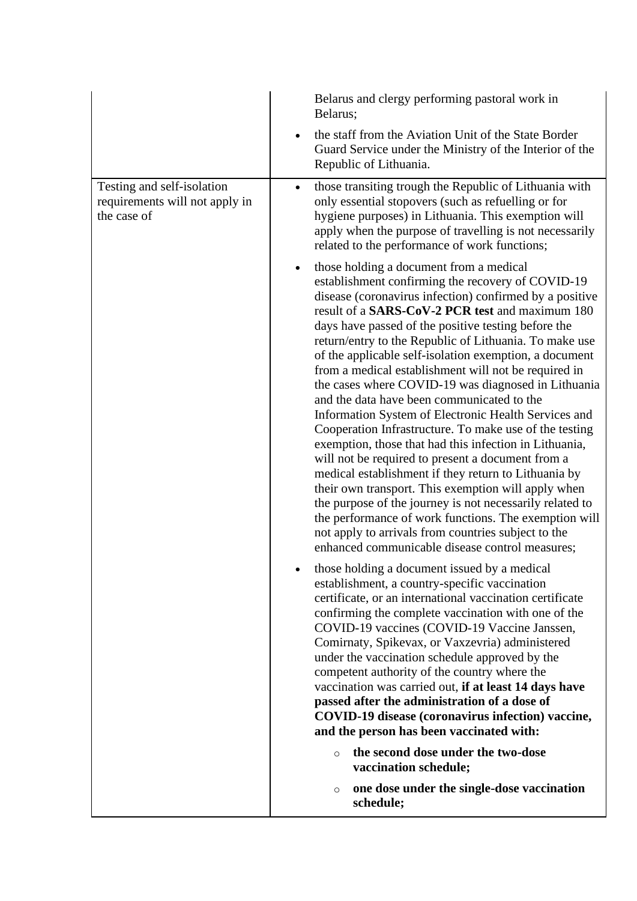| | |
|---|---|
| | Belarus and clergy performing pastoral work in Belarus;<br>• the staff from the Aviation Unit of the State Border Guard Service under the Ministry of the Interior of the Republic of Lithuania. |
| Testing and self-isolation requirements will not apply in the case of | • those transiting trough the Republic of Lithuania with only essential stopovers (such as refuelling or for hygiene purposes) in Lithuania. This exemption will apply when the purpose of travelling is not necessarily related to the performance of work functions;<br>• those holding a document from a medical establishment confirming the recovery of COVID-19 disease (coronavirus infection) confirmed by a positive result of a **SARS-CoV-2 PCR test** and maximum 180 days have passed of the positive testing before the return/entry to the Republic of Lithuania. To make use of the applicable self-isolation exemption, a document from a medical establishment will not be required in the cases where COVID-19 was diagnosed in Lithuania and the data have been communicated to the Information System of Electronic Health Services and Cooperation Infrastructure. To make use of the testing exemption, those that had this infection in Lithuania, will not be required to present a document from a medical establishment if they return to Lithuania by their own transport. This exemption will apply when the purpose of the journey is not necessarily related to the performance of work functions. The exemption will not apply to arrivals from countries subject to the enhanced communicable disease control measures;<br>• those holding a document issued by a medical establishment, a country-specific vaccination certificate, or an international vaccination certificate confirming the complete vaccination with one of the COVID-19 vaccines (COVID-19 Vaccine Janssen, Comirnaty, Spikevax, or Vaxzevria) administered under the vaccination schedule approved by the competent authority of the country where the vaccination was carried out, **if at least 14 days have passed after the administration of a dose of COVID-19 disease (coronavirus infection) vaccine, and the person has been vaccinated with:**<br>  ○ **the second dose under the two-dose vaccination schedule;**<br>  ○ **one dose under the single-dose vaccination schedule;** |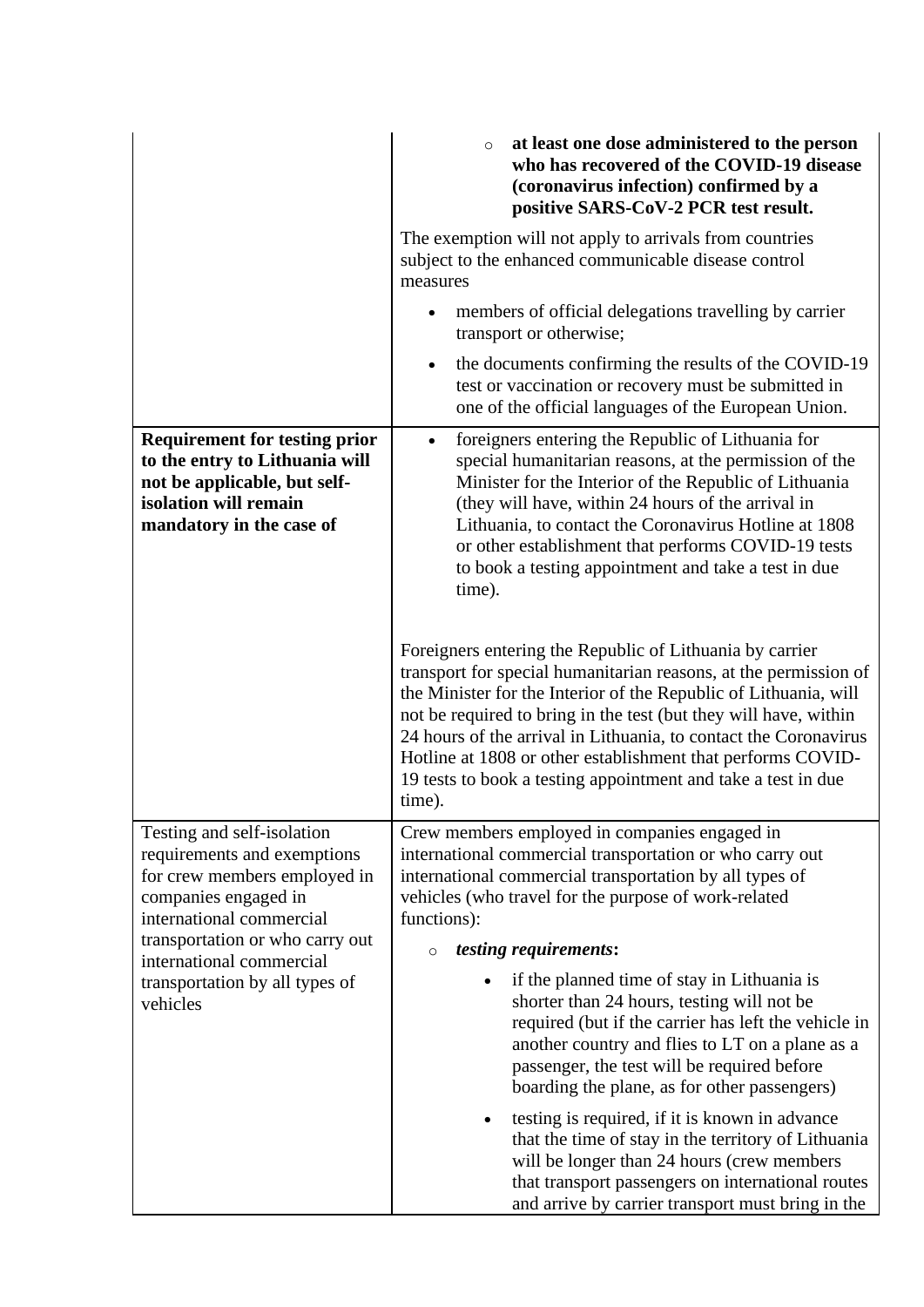| | |
|---|---|
| | ◦ **at least one dose administered to the person who has recovered of the COVID-19 disease (coronavirus infection) confirmed by a positive SARS-CoV-2 PCR test result.**<br><br>The exemption will not apply to arrivals from countries subject to the enhanced communicable disease control measures<br><br>• members of official delegations travelling by carrier transport or otherwise;<br><br>• the documents confirming the results of the COVID-19 test or vaccination or recovery must be submitted in one of the official languages of the European Union. |
| **Requirement for testing prior to the entry to Lithuania will not be applicable, but self-isolation will remain mandatory in the case of** | • foreigners entering the Republic of Lithuania for special humanitarian reasons, at the permission of the Minister for the Interior of the Republic of Lithuania (they will have, within 24 hours of the arrival in Lithuania, to contact the Coronavirus Hotline at 1808 or other establishment that performs COVID-19 tests to book a testing appointment and take a test in due time).<br><br>Foreigners entering the Republic of Lithuania by carrier transport for special humanitarian reasons, at the permission of the Minister for the Interior of the Republic of Lithuania, will not be required to bring in the test (but they will have, within 24 hours of the arrival in Lithuania, to contact the Coronavirus Hotline at 1808 or other establishment that performs COVID-19 tests to book a testing appointment and take a test in due time). |
| Testing and self-isolation requirements and exemptions for crew members employed in companies engaged in international commercial transportation or who carry out international commercial transportation by all types of vehicles | Crew members employed in companies engaged in international commercial transportation or who carry out international commercial transportation by all types of vehicles (who travel for the purpose of work-related functions):<br><br>◦ ***testing requirements*:**<br><br>• if the planned time of stay in Lithuania is shorter than 24 hours, testing will not be required (but if the carrier has left the vehicle in another country and flies to LT on a plane as a passenger, the test will be required before boarding the plane, as for other passengers)<br><br>• testing is required, if it is known in advance that the time of stay in the territory of Lithuania will be longer than 24 hours (crew members that transport passengers on international routes and arrive by carrier transport must bring in the |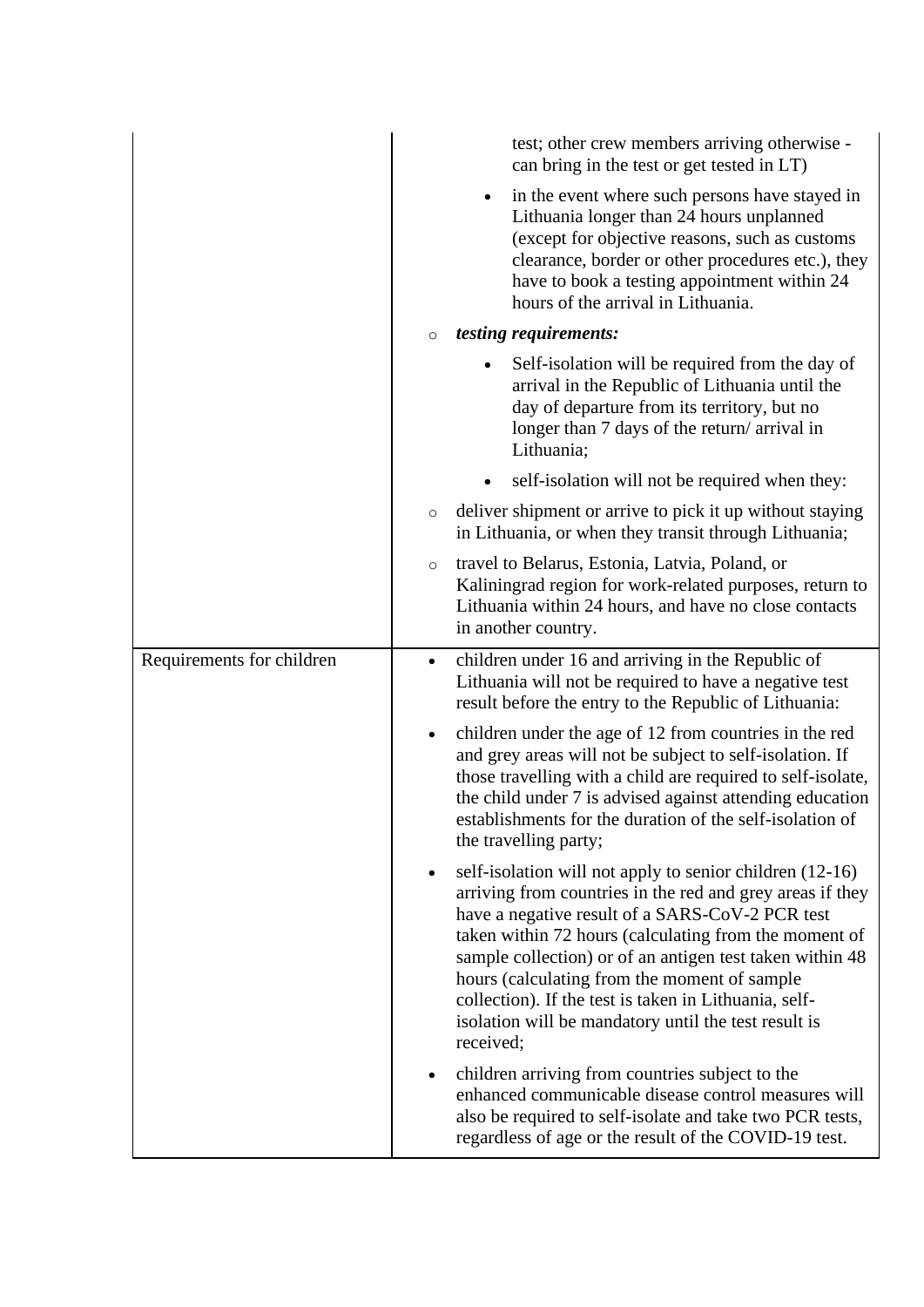| | |
|---|---|
| | test; other crew members arriving otherwise - can bring in the test or get tested in LT)<br>• in the event where such persons have stayed in Lithuania longer than 24 hours unplanned (except for objective reasons, such as customs clearance, border or other procedures etc.), they have to book a testing appointment within 24 hours of the arrival in Lithuania.<br>○ ***testing requirements:***<br>• Self-isolation will be required from the day of arrival in the Republic of Lithuania until the day of departure from its territory, but no longer than 7 days of the return/ arrival in Lithuania;<br>• self-isolation will not be required when they:<br>○ deliver shipment or arrive to pick it up without staying in Lithuania, or when they transit through Lithuania;<br>○ travel to Belarus, Estonia, Latvia, Poland, or Kaliningrad region for work-related purposes, return to Lithuania within 24 hours, and have no close contacts in another country. |
| Requirements for children | • children under 16 and arriving in the Republic of Lithuania will not be required to have a negative test result before the entry to the Republic of Lithuania:<br>• children under the age of 12 from countries in the red and grey areas will not be subject to self-isolation. If those travelling with a child are required to self-isolate, the child under 7 is advised against attending education establishments for the duration of the self-isolation of the travelling party;<br>• self-isolation will not apply to senior children (12-16) arriving from countries in the red and grey areas if they have a negative result of a SARS-CoV-2 PCR test taken within 72 hours (calculating from the moment of sample collection) or of an antigen test taken within 48 hours (calculating from the moment of sample collection). If the test is taken in Lithuania, self-isolation will be mandatory until the test result is received;<br>• children arriving from countries subject to the enhanced communicable disease control measures will also be required to self-isolate and take two PCR tests, regardless of age or the result of the COVID-19 test. |